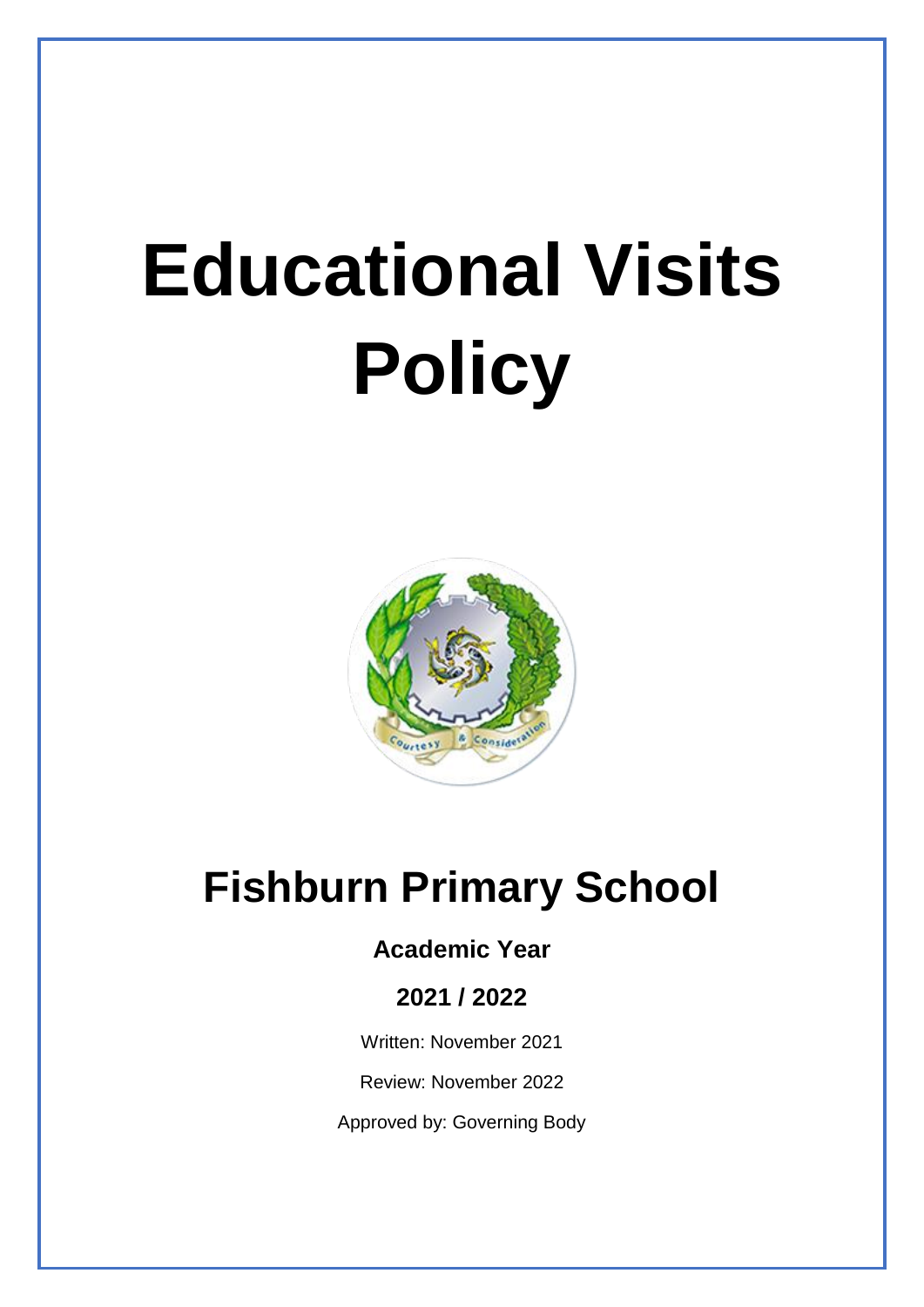# Educational Visits Policy

## Fishburn Primary School

**Academic Year**

**2021 / 2022**

Written: November 2021

Review: November 2022

Approved by: Governing Body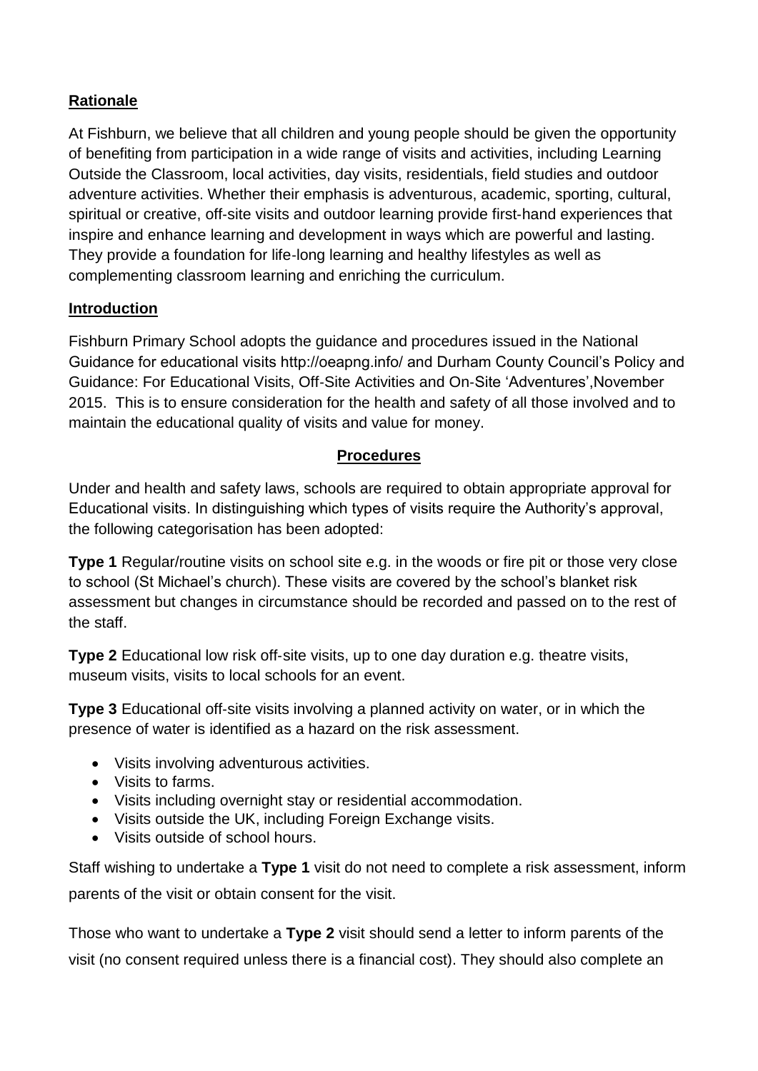**Rationale**

At Fishburn, we believe that all children and young people should be given the opportunity of benefiting from participation in a wide range of visits and activities, including Learning Outside the Classroom, local activities, day visits, residentials, field studies and outdoor adventure activities. Whether their emphasis is adventurous, academic, sporting, cultural, spiritual or creative, off-site visits and outdoor learning provide first-hand experiences that inspire and enhance learning and development in ways which are powerful and lasting. They provide a foundation for life-long learning and healthy lifestyles as well as complementing classroom learning and enriching the curriculum.

**Introduction**

Fishburn Primary School adopts the guidance and procedures issued in the National Guidance for educational visits http://oeapng.info/ and Durham County Council's Policy and Guidance: For Educational Visits, Off-Site Activities and On-Site 'Adventures',November 2015. This is to ensure consideration for the health and safety of all those involved and to maintain the educational quality of visits and value for money.

**Procedures**

Under and health and safety laws, schools are required to obtain appropriate approval for Educational visits. In distinguishing which types of visits require the Authority's approval, the following categorisation has been adopted:

**Type 1** Regular/routine visits on school site e.g. in the woods or fire pit or those very close to school (St Michael's church). These visits are covered by the school's blanket risk assessment but changes in circumstance should be recorded and passed on to the rest of the staff.

**Type 2** Educational low risk off-site visits, up to one day duration e.g. theatre visits, museum visits, visits to local schools for an event.

**Type 3** Educational off-site visits involving a planned activity on water, or in which the presence of water is identified as a hazard on the risk assessment.

- Visits involving adventurous activities.
- Visits to farms.
- Visits including overnight stay or residential accommodation.
- Visits outside the UK, including Foreign Exchange visits.
- Visits outside of school hours.

Staff wishing to undertake a **Type 1** visit do not need to complete a risk assessment, inform parents of the visit or obtain consent for the visit.

Those who want to undertake a **Type 2** visit should send a letter to inform parents of the visit (no consent required unless there is a financial cost). They should also complete an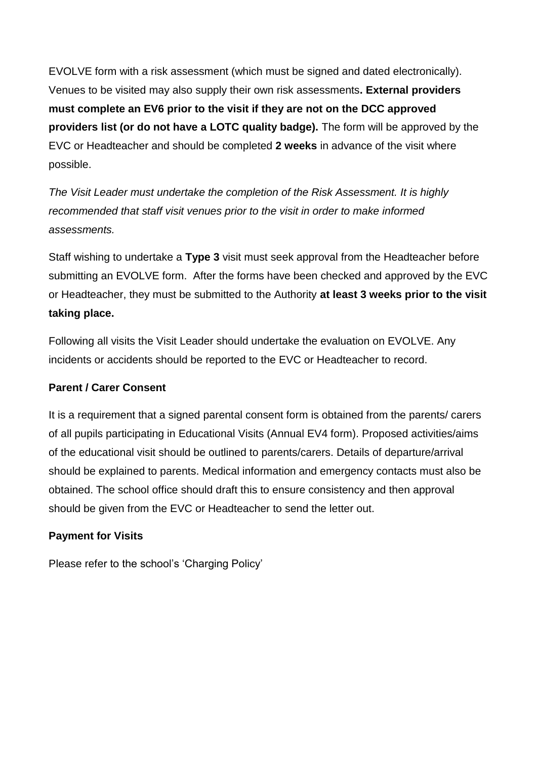EVOLVE form with a risk assessment (which must be signed and dated electronically). Venues to be visited may also supply their own risk assessments**. External providers must complete an EV6 prior to the visit if they are not on the DCC approved providers list (or do not have a LOTC quality badge).** The form will be approved by the EVC or Headteacher and should be completed **2 weeks** in advance of the visit where possible.

*The Visit Leader must undertake the completion of the Risk Assessment. It is highly recommended that staff visit venues prior to the visit in order to make informed assessments.*

Staff wishing to undertake a **Type 3** visit must seek approval from the Headteacher before submitting an EVOLVE form. After the forms have been checked and approved by the EVC or Headteacher, they must be submitted to the Authority **at least 3 weeks prior to the visit taking place.**

Following all visits the Visit Leader should undertake the evaluation on EVOLVE. Any incidents or accidents should be reported to the EVC or Headteacher to record.

**Parent / Carer Consent**

It is a requirement that a signed parental consent form is obtained from the parents/ carers of all pupils participating in Educational Visits (Annual EV4 form). Proposed activities/aims of the educational visit should be outlined to parents/carers. Details of departure/arrival should be explained to parents. Medical information and emergency contacts must also be obtained. The school office should draft this to ensure consistency and then approval should be given from the EVC or Headteacher to send the letter out.

**Payment for Visits**

Please refer to the school's 'Charging Policy'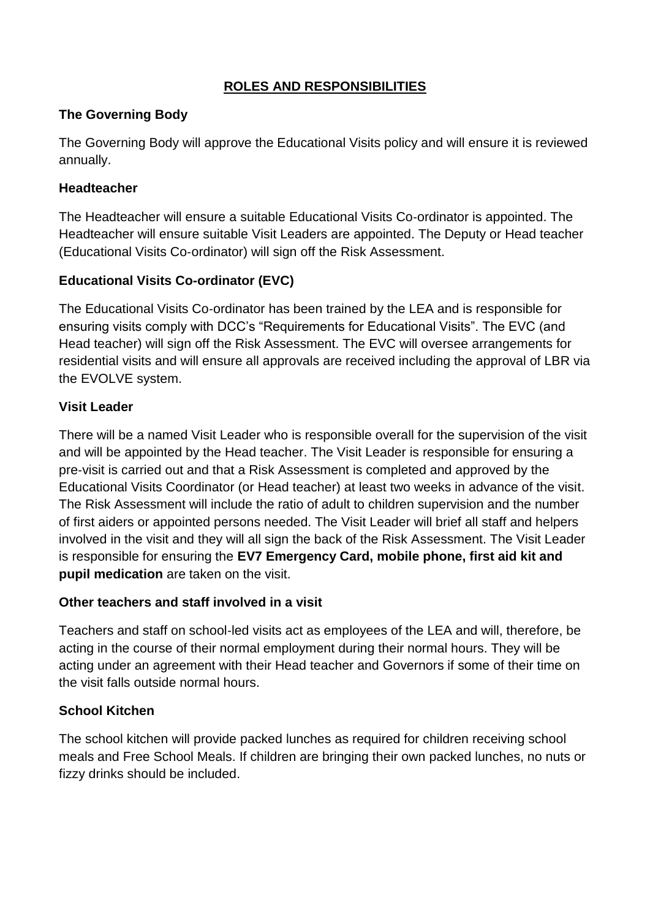## ROLES AND RESPONSIBILITIES

### The Governing Body

The Governing Body will approve the Educational Visits policy and will ensure it is reviewed annually.

### Headteacher

The Headteacher will ensure a suitable Educational Visits Co-ordinator is appointed. The Headteacher will ensure suitable Visit Leaders are appointed. The Deputy or Head teacher (Educational Visits Co-ordinator) will sign off the Risk Assessment.

### Educational Visits Co-ordinator (EVC)

The Educational Visits Co-ordinator has been trained by the LEA and is responsible for ensuring visits comply with DCC's "Requirements for Educational Visits". The EVC (and Head teacher) will sign off the Risk Assessment. The EVC will oversee arrangements for residential visits and will ensure all approvals are received including the approval of LBR via the EVOLVE system.

### Visit Leader

There will be a named Visit Leader who is responsible overall for the supervision of the visit and will be appointed by the Head teacher. The Visit Leader is responsible for ensuring a pre-visit is carried out and that a Risk Assessment is completed and approved by the Educational Visits Coordinator (or Head teacher) at least two weeks in advance of the visit. The Risk Assessment will include the ratio of adult to children supervision and the number of first aiders or appointed persons needed. The Visit Leader will brief all staff and helpers involved in the visit and they will all sign the back of the Risk Assessment. The Visit Leader is responsible for ensuring the **EV7 Emergency Card, mobile phone, first aid kit and pupil medication** are taken on the visit.

### Other teachers and staff involved in a visit

Teachers and staff on school-led visits act as employees of the LEA and will, therefore, be acting in the course of their normal employment during their normal hours. They will be acting under an agreement with their Head teacher and Governors if some of their time on the visit falls outside normal hours.

### School Kitchen

The school kitchen will provide packed lunches as required for children receiving school meals and Free School Meals. If children are bringing their own packed lunches, no nuts or fizzy drinks should be included.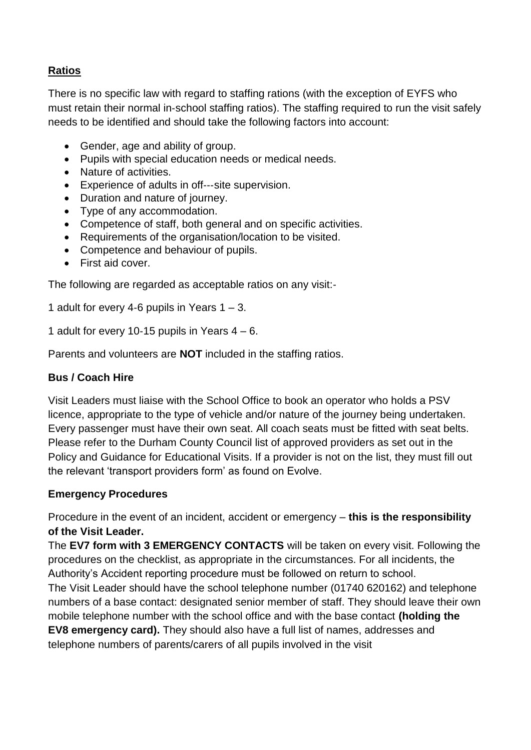## **Ratios**

There is no specific law with regard to staffing rations (with the exception of EYFS who must retain their normal in-school staffing ratios). The staffing required to run the visit safely needs to be identified and should take the following factors into account:

- Gender, age and ability of group.
- Pupils with special education needs or medical needs.
- Nature of activities.
- Experience of adults in off---site supervision.
- Duration and nature of journey.
- Type of any accommodation.
- Competence of staff, both general and on specific activities.
- Requirements of the organisation/location to be visited.
- Competence and behaviour of pupils.
- First aid cover.

The following are regarded as acceptable ratios on any visit:-

1 adult for every 4-6 pupils in Years 1 – 3.

1 adult for every 10-15 pupils in Years 4 – 6.

Parents and volunteers are **NOT** included in the staffing ratios.

### **Bus / Coach Hire**

Visit Leaders must liaise with the School Office to book an operator who holds a PSV licence, appropriate to the type of vehicle and/or nature of the journey being undertaken. Every passenger must have their own seat. All coach seats must be fitted with seat belts. Please refer to the Durham County Council list of approved providers as set out in the Policy and Guidance for Educational Visits. If a provider is not on the list, they must fill out the relevant 'transport providers form' as found on Evolve.

### **Emergency Procedures**

Procedure in the event of an incident, accident or emergency – **this is the responsibility of the Visit Leader.**

The **EV7 form with 3 EMERGENCY CONTACTS** will be taken on every visit. Following the procedures on the checklist, as appropriate in the circumstances. For all incidents, the Authority's Accident reporting procedure must be followed on return to school.

The Visit Leader should have the school telephone number (01740 620162) and telephone numbers of a base contact: designated senior member of staff. They should leave their own mobile telephone number with the school office and with the base contact **(holding the EV8 emergency card).** They should also have a full list of names, addresses and telephone numbers of parents/carers of all pupils involved in the visit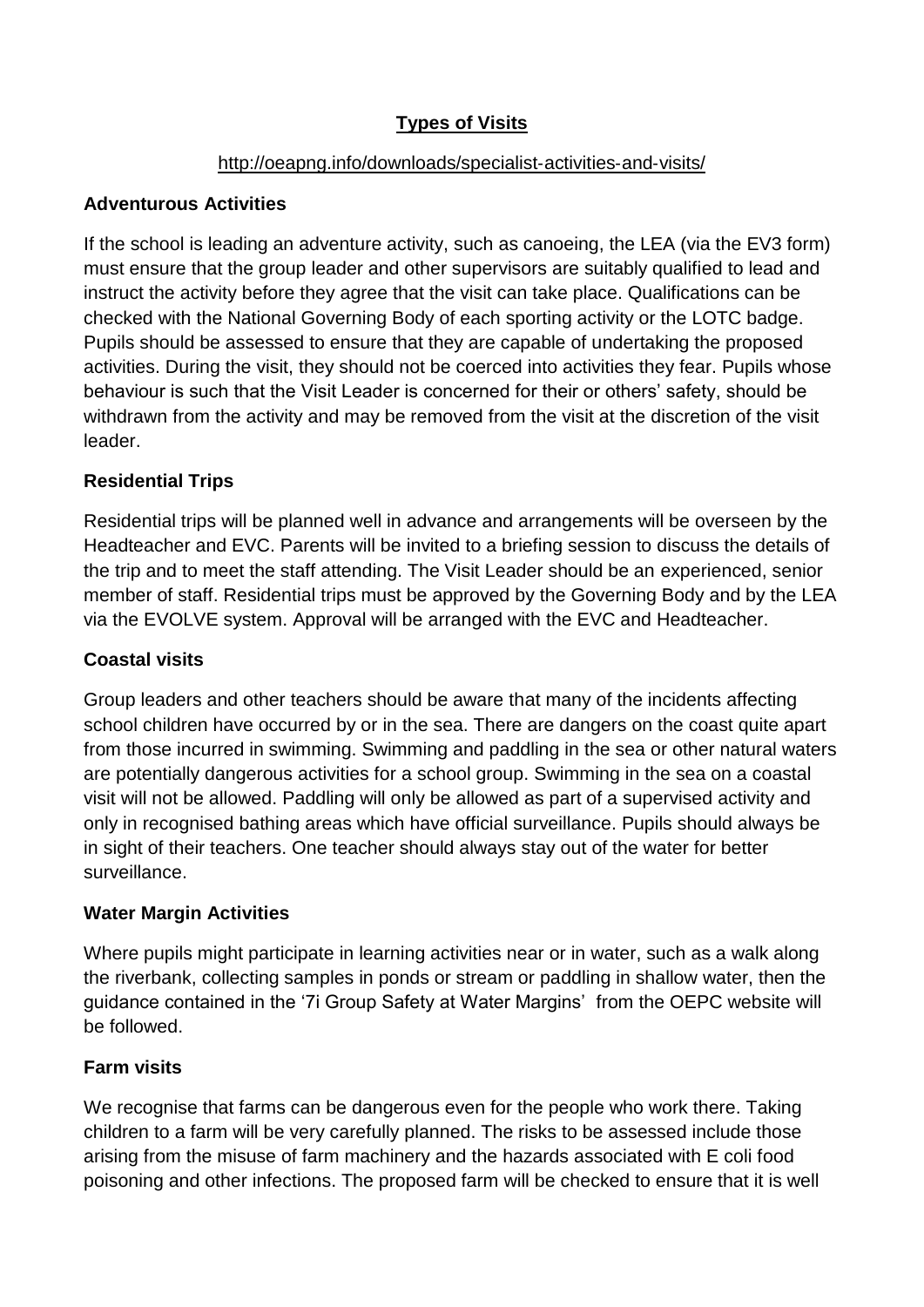## Types of Visits

http://oeapng.info/downloads/specialist-activities-and-visits/

### Adventurous Activities

If the school is leading an adventure activity, such as canoeing, the LEA (via the EV3 form) must ensure that the group leader and other supervisors are suitably qualified to lead and instruct the activity before they agree that the visit can take place. Qualifications can be checked with the National Governing Body of each sporting activity or the LOTC badge. Pupils should be assessed to ensure that they are capable of undertaking the proposed activities. During the visit, they should not be coerced into activities they fear. Pupils whose behaviour is such that the Visit Leader is concerned for their or others' safety, should be withdrawn from the activity and may be removed from the visit at the discretion of the visit leader.

### Residential Trips

Residential trips will be planned well in advance and arrangements will be overseen by the Headteacher and EVC. Parents will be invited to a briefing session to discuss the details of the trip and to meet the staff attending. The Visit Leader should be an experienced, senior member of staff. Residential trips must be approved by the Governing Body and by the LEA via the EVOLVE system. Approval will be arranged with the EVC and Headteacher.

### Coastal visits

Group leaders and other teachers should be aware that many of the incidents affecting school children have occurred by or in the sea. There are dangers on the coast quite apart from those incurred in swimming. Swimming and paddling in the sea or other natural waters are potentially dangerous activities for a school group. Swimming in the sea on a coastal visit will not be allowed. Paddling will only be allowed as part of a supervised activity and only in recognised bathing areas which have official surveillance. Pupils should always be in sight of their teachers. One teacher should always stay out of the water for better surveillance.

### Water Margin Activities

Where pupils might participate in learning activities near or in water, such as a walk along the riverbank, collecting samples in ponds or stream or paddling in shallow water, then the guidance contained in the '7i Group Safety at Water Margins' from the OEPC website will be followed.

### Farm visits

We recognise that farms can be dangerous even for the people who work there. Taking children to a farm will be very carefully planned. The risks to be assessed include those arising from the misuse of farm machinery and the hazards associated with E coli food poisoning and other infections. The proposed farm will be checked to ensure that it is well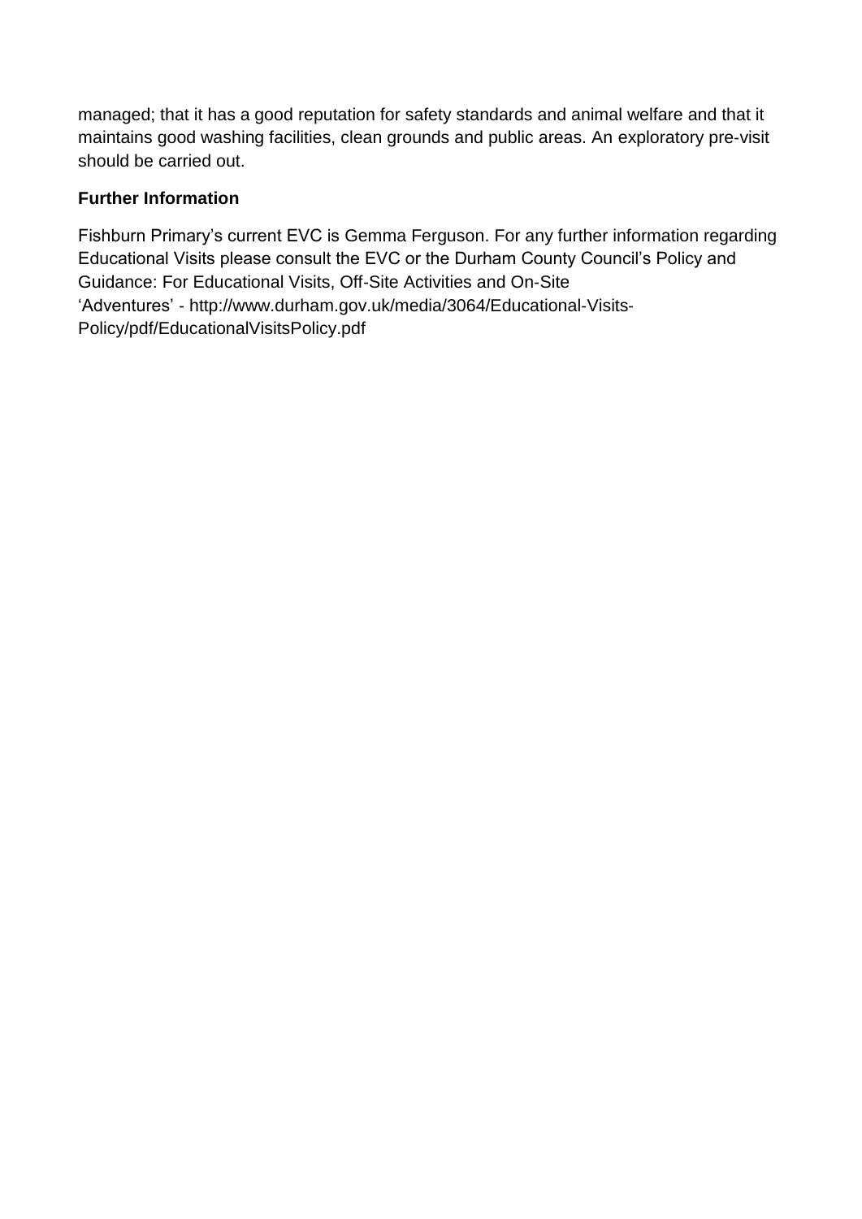managed; that it has a good reputation for safety standards and animal welfare and that it maintains good washing facilities, clean grounds and public areas. An exploratory pre-visit should be carried out.

**Further Information**

Fishburn Primary's current EVC is Gemma Ferguson. For any further information regarding Educational Visits please consult the EVC or the Durham County Council's Policy and Guidance: For Educational Visits, Off-Site Activities and On-Site 'Adventures' - http://www.durham.gov.uk/media/3064/Educational-Visits-Policy/pdf/EducationalVisitsPolicy.pdf